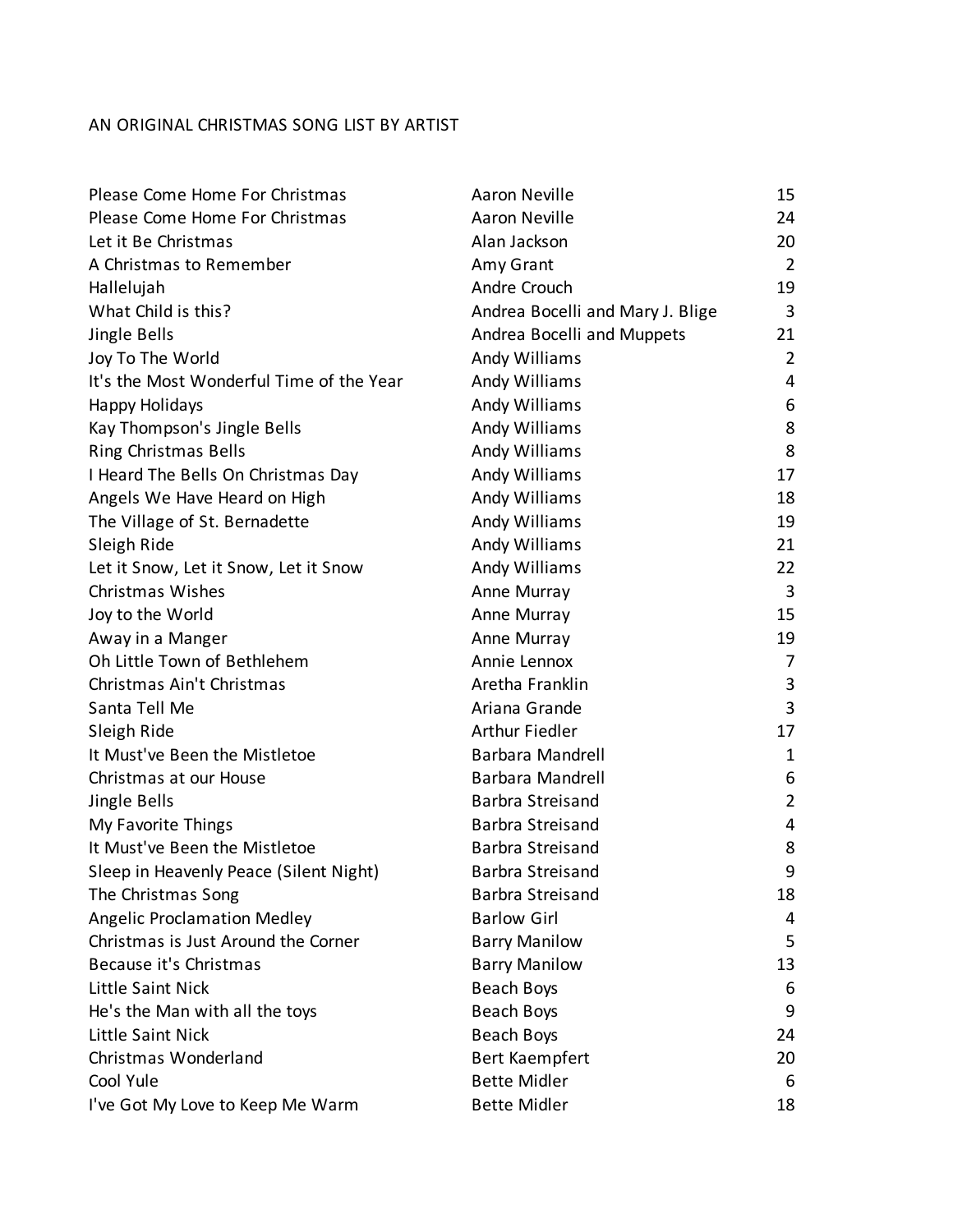# AN ORIGINAL CHRISTMAS SONG LIST BY ARTIST

| Song | Artist | # |
|---|---|---|
| Please Come Home For Christmas | Aaron Neville | 15 |
| Please Come Home For Christmas | Aaron Neville | 24 |
| Let it Be Christmas | Alan Jackson | 20 |
| A Christmas to Remember | Amy Grant | 2 |
| Hallelujah | Andre Crouch | 19 |
| What Child is this? | Andrea Bocelli and Mary J. Blige | 3 |
| Jingle Bells | Andrea Bocelli and Muppets | 21 |
| Joy To The World | Andy Williams | 2 |
| It's the Most Wonderful Time of the Year | Andy Williams | 4 |
| Happy Holidays | Andy Williams | 6 |
| Kay Thompson's Jingle Bells | Andy Williams | 8 |
| Ring Christmas Bells | Andy Williams | 8 |
| I Heard The Bells On Christmas Day | Andy Williams | 17 |
| Angels We Have Heard on High | Andy Williams | 18 |
| The Village of St. Bernadette | Andy Williams | 19 |
| Sleigh Ride | Andy Williams | 21 |
| Let it Snow, Let it Snow, Let it Snow | Andy Williams | 22 |
| Christmas Wishes | Anne Murray | 3 |
| Joy to the World | Anne Murray | 15 |
| Away in a Manger | Anne Murray | 19 |
| Oh Little Town of Bethlehem | Annie Lennox | 7 |
| Christmas Ain't Christmas | Aretha Franklin | 3 |
| Santa Tell Me | Ariana Grande | 3 |
| Sleigh Ride | Arthur Fiedler | 17 |
| It Must've Been the Mistletoe | Barbara Mandrell | 1 |
| Christmas at our House | Barbara Mandrell | 6 |
| Jingle Bells | Barbra Streisand | 2 |
| My Favorite Things | Barbra Streisand | 4 |
| It Must've Been the Mistletoe | Barbra Streisand | 8 |
| Sleep in Heavenly Peace (Silent Night) | Barbra Streisand | 9 |
| The Christmas Song | Barbra Streisand | 18 |
| Angelic Proclamation Medley | Barlow Girl | 4 |
| Christmas is Just Around the Corner | Barry Manilow | 5 |
| Because it's Christmas | Barry Manilow | 13 |
| Little Saint Nick | Beach Boys | 6 |
| He's the Man with all the toys | Beach Boys | 9 |
| Little Saint Nick | Beach Boys | 24 |
| Christmas Wonderland | Bert Kaempfert | 20 |
| Cool Yule | Bette Midler | 6 |
| I've Got My Love to Keep Me Warm | Bette Midler | 18 |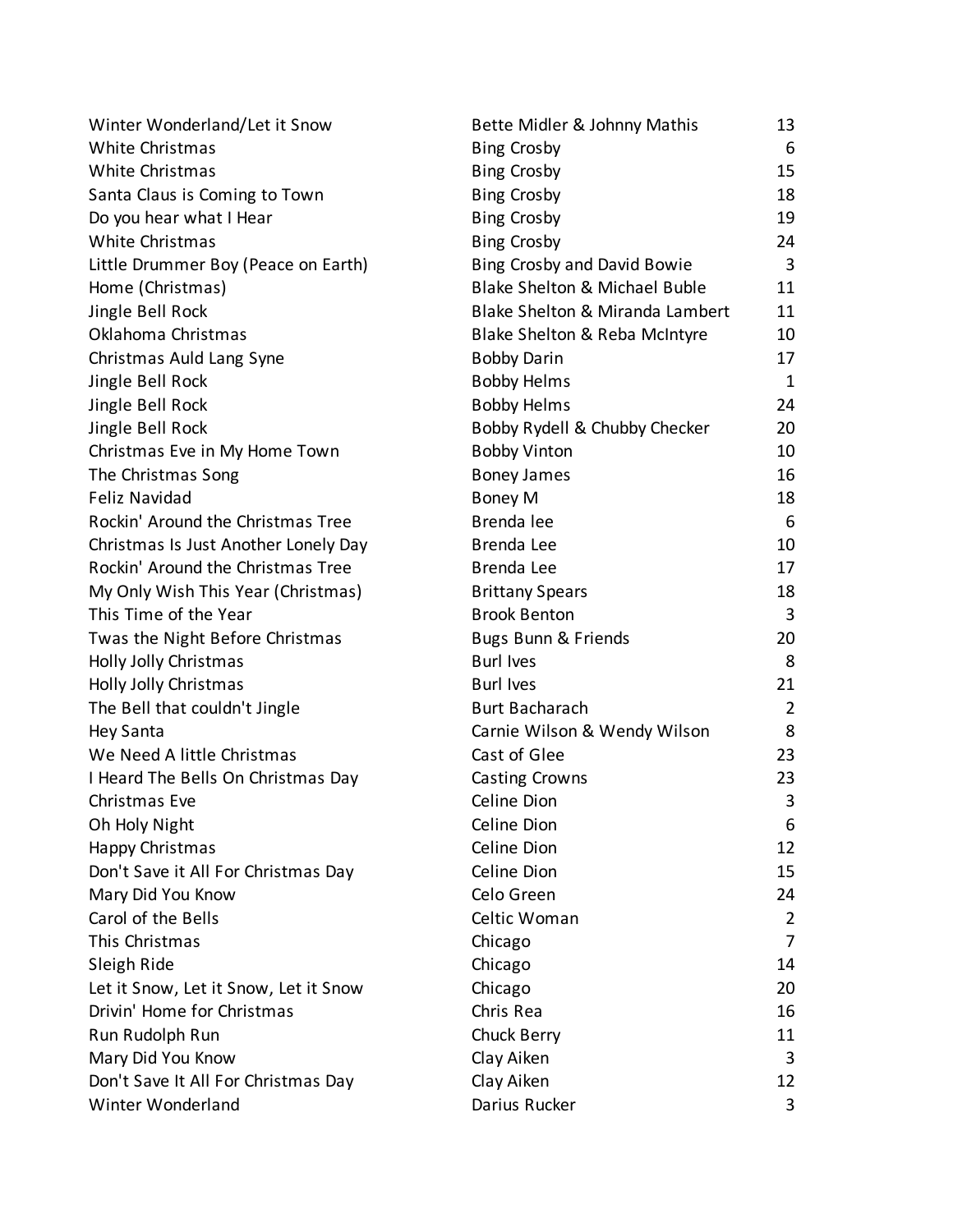| | | |
|---|---|---|
| Winter Wonderland/Let it Snow | Bette Midler & Johnny Mathis | 13 |
| White Christmas | Bing Crosby | 6 |
| White Christmas | Bing Crosby | 15 |
| Santa Claus is Coming to Town | Bing Crosby | 18 |
| Do you hear what I Hear | Bing Crosby | 19 |
| White Christmas | Bing Crosby | 24 |
| Little Drummer Boy (Peace on Earth) | Bing Crosby and David Bowie | 3 |
| Home (Christmas) | Blake Shelton & Michael Buble | 11 |
| Jingle Bell Rock | Blake Shelton & Miranda Lambert | 11 |
| Oklahoma Christmas | Blake Shelton & Reba McIntyre | 10 |
| Christmas Auld Lang Syne | Bobby Darin | 17 |
| Jingle Bell Rock | Bobby Helms | 1 |
| Jingle Bell Rock | Bobby Helms | 24 |
| Jingle Bell Rock | Bobby Rydell & Chubby Checker | 20 |
| Christmas Eve in My Home Town | Bobby Vinton | 10 |
| The Christmas Song | Boney James | 16 |
| Feliz Navidad | Boney M | 18 |
| Rockin' Around the Christmas Tree | Brenda lee | 6 |
| Christmas Is Just Another Lonely Day | Brenda Lee | 10 |
| Rockin' Around the Christmas Tree | Brenda Lee | 17 |
| My Only Wish This Year (Christmas) | Brittany Spears | 18 |
| This Time of the Year | Brook Benton | 3 |
| Twas the Night Before Christmas | Bugs Bunn & Friends | 20 |
| Holly Jolly Christmas | Burl Ives | 8 |
| Holly Jolly Christmas | Burl Ives | 21 |
| The Bell that couldn't Jingle | Burt Bacharach | 2 |
| Hey Santa | Carnie Wilson & Wendy Wilson | 8 |
| We Need A little Christmas | Cast of Glee | 23 |
| I Heard The Bells On Christmas Day | Casting Crowns | 23 |
| Christmas Eve | Celine Dion | 3 |
| Oh Holy Night | Celine Dion | 6 |
| Happy Christmas | Celine Dion | 12 |
| Don't Save it All For Christmas Day | Celine Dion | 15 |
| Mary Did You Know | Celo Green | 24 |
| Carol of the Bells | Celtic Woman | 2 |
| This Christmas | Chicago | 7 |
| Sleigh Ride | Chicago | 14 |
| Let it Snow, Let it Snow, Let it Snow | Chicago | 20 |
| Drivin' Home for Christmas | Chris Rea | 16 |
| Run Rudolph Run | Chuck Berry | 11 |
| Mary Did You Know | Clay Aiken | 3 |
| Don't Save It All For Christmas Day | Clay Aiken | 12 |
| Winter Wonderland | Darius Rucker | 3 |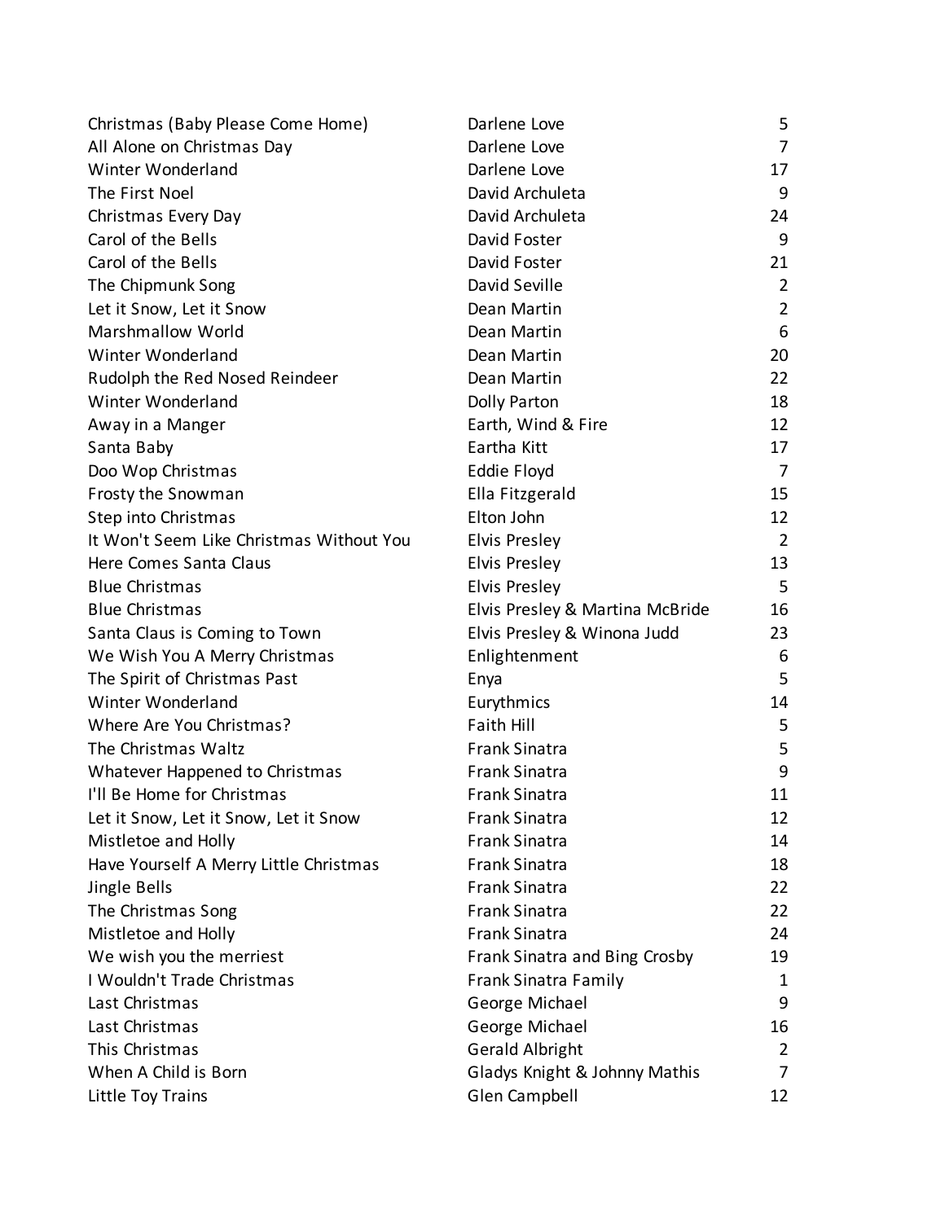| | | |
|---|---|---|
| Christmas (Baby Please Come Home) | Darlene Love | 5 |
| All Alone on Christmas Day | Darlene Love | 7 |
| Winter Wonderland | Darlene Love | 17 |
| The First Noel | David Archuleta | 9 |
| Christmas Every Day | David Archuleta | 24 |
| Carol of the Bells | David Foster | 9 |
| Carol of the Bells | David Foster | 21 |
| The Chipmunk Song | David Seville | 2 |
| Let it Snow, Let it Snow | Dean Martin | 2 |
| Marshmallow World | Dean Martin | 6 |
| Winter Wonderland | Dean Martin | 20 |
| Rudolph the Red Nosed Reindeer | Dean Martin | 22 |
| Winter Wonderland | Dolly Parton | 18 |
| Away in a Manger | Earth, Wind & Fire | 12 |
| Santa Baby | Eartha Kitt | 17 |
| Doo Wop Christmas | Eddie Floyd | 7 |
| Frosty the Snowman | Ella Fitzgerald | 15 |
| Step into Christmas | Elton John | 12 |
| It Won't Seem Like Christmas Without You | Elvis Presley | 2 |
| Here Comes Santa Claus | Elvis Presley | 13 |
| Blue Christmas | Elvis Presley | 5 |
| Blue Christmas | Elvis Presley & Martina McBride | 16 |
| Santa Claus is Coming to Town | Elvis Presley & Winona Judd | 23 |
| We Wish You A Merry Christmas | Enlightenment | 6 |
| The Spirit of Christmas Past | Enya | 5 |
| Winter Wonderland | Eurythmics | 14 |
| Where Are You Christmas? | Faith Hill | 5 |
| The Christmas Waltz | Frank Sinatra | 5 |
| Whatever Happened to Christmas | Frank Sinatra | 9 |
| I'll Be Home for Christmas | Frank Sinatra | 11 |
| Let it Snow, Let it Snow, Let it Snow | Frank Sinatra | 12 |
| Mistletoe and Holly | Frank Sinatra | 14 |
| Have Yourself A Merry Little Christmas | Frank Sinatra | 18 |
| Jingle Bells | Frank Sinatra | 22 |
| The Christmas Song | Frank Sinatra | 22 |
| Mistletoe and Holly | Frank Sinatra | 24 |
| We wish you the merriest | Frank Sinatra and Bing Crosby | 19 |
| I Wouldn't Trade Christmas | Frank Sinatra Family | 1 |
| Last Christmas | George Michael | 9 |
| Last Christmas | George Michael | 16 |
| This Christmas | Gerald Albright | 2 |
| When A Child is Born | Gladys Knight & Johnny Mathis | 7 |
| Little Toy Trains | Glen Campbell | 12 |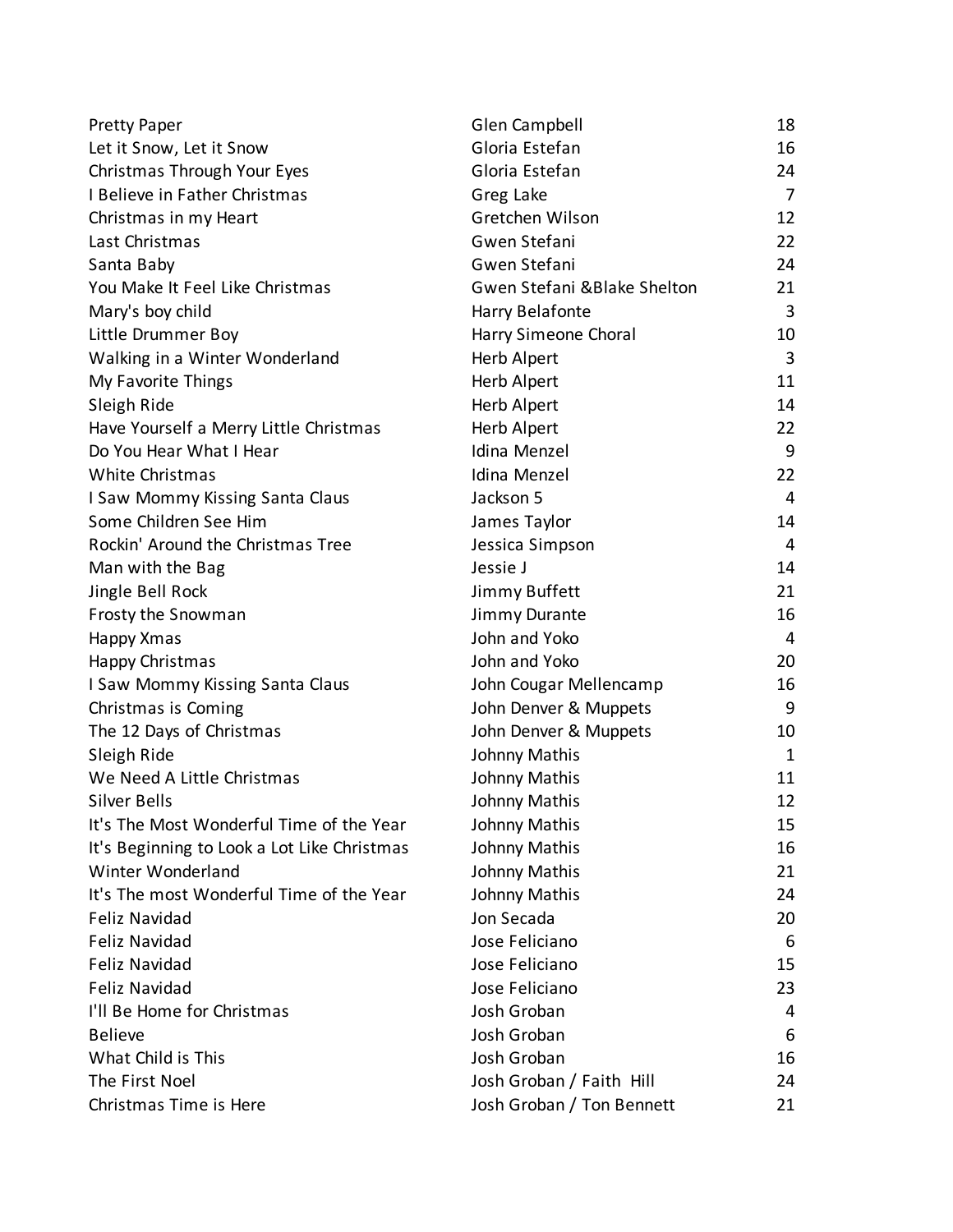| | | |
|---|---|---|
| Pretty Paper | Glen Campbell | 18 |
| Let it Snow, Let it Snow | Gloria Estefan | 16 |
| Christmas Through Your Eyes | Gloria Estefan | 24 |
| I Believe in Father Christmas | Greg Lake | 7 |
| Christmas in my Heart | Gretchen Wilson | 12 |
| Last Christmas | Gwen Stefani | 22 |
| Santa Baby | Gwen Stefani | 24 |
| You Make It Feel Like Christmas | Gwen Stefani &Blake Shelton | 21 |
| Mary's boy child | Harry Belafonte | 3 |
| Little Drummer Boy | Harry Simeone Choral | 10 |
| Walking in a Winter Wonderland | Herb Alpert | 3 |
| My Favorite Things | Herb Alpert | 11 |
| Sleigh Ride | Herb Alpert | 14 |
| Have Yourself a Merry Little Christmas | Herb Alpert | 22 |
| Do You Hear What I Hear | Idina Menzel | 9 |
| White Christmas | Idina Menzel | 22 |
| I Saw Mommy Kissing Santa Claus | Jackson 5 | 4 |
| Some Children See Him | James Taylor | 14 |
| Rockin' Around the Christmas Tree | Jessica Simpson | 4 |
| Man with the Bag | Jessie J | 14 |
| Jingle Bell Rock | Jimmy Buffett | 21 |
| Frosty the Snowman | Jimmy Durante | 16 |
| Happy Xmas | John and Yoko | 4 |
| Happy Christmas | John and Yoko | 20 |
| I Saw Mommy Kissing Santa Claus | John Cougar Mellencamp | 16 |
| Christmas is Coming | John Denver & Muppets | 9 |
| The 12 Days of Christmas | John Denver & Muppets | 10 |
| Sleigh Ride | Johnny Mathis | 1 |
| We Need A Little Christmas | Johnny Mathis | 11 |
| Silver Bells | Johnny Mathis | 12 |
| It's The Most Wonderful Time of the Year | Johnny Mathis | 15 |
| It's Beginning to Look a Lot Like Christmas | Johnny Mathis | 16 |
| Winter Wonderland | Johnny Mathis | 21 |
| It's The most Wonderful Time of the Year | Johnny Mathis | 24 |
| Feliz Navidad | Jon Secada | 20 |
| Feliz Navidad | Jose Feliciano | 6 |
| Feliz Navidad | Jose Feliciano | 15 |
| Feliz Navidad | Jose Feliciano | 23 |
| I'll Be Home for Christmas | Josh Groban | 4 |
| Believe | Josh Groban | 6 |
| What Child is This | Josh Groban | 16 |
| The First Noel | Josh Groban / Faith Hill | 24 |
| Christmas Time is Here | Josh Groban / Ton Bennett | 21 |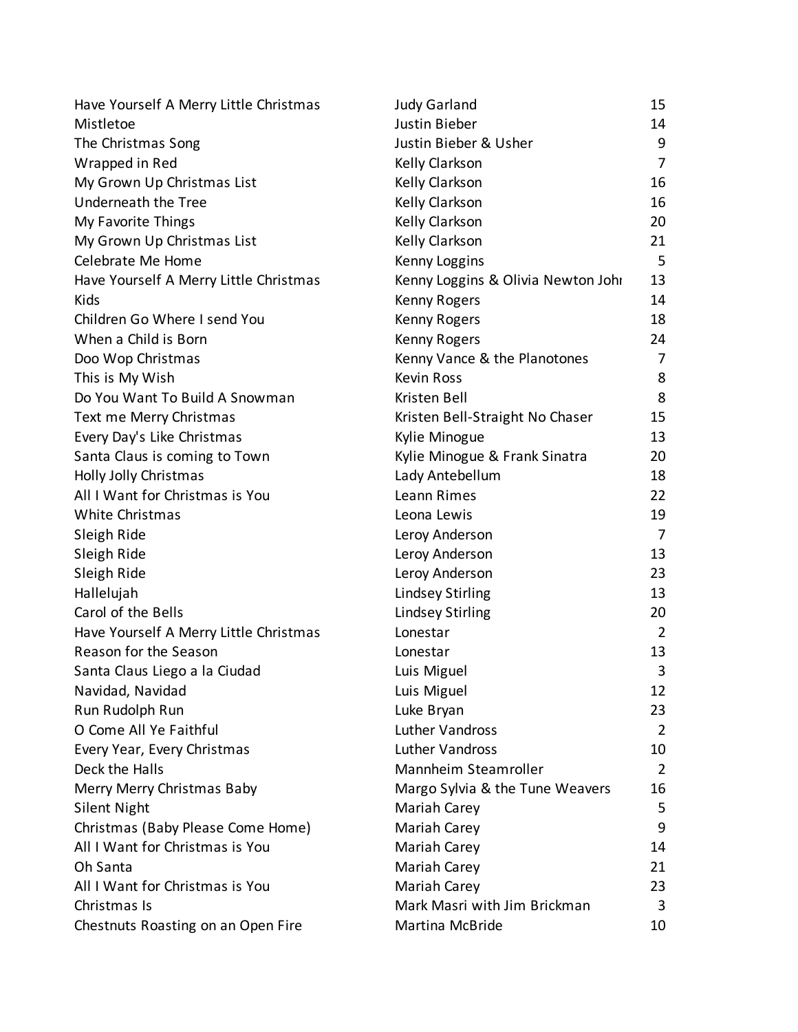| | | |
|---|---|---|
| Have Yourself A Merry Little Christmas | Judy Garland | 15 |
| Mistletoe | Justin Bieber | 14 |
| The Christmas Song | Justin Bieber & Usher | 9 |
| Wrapped in Red | Kelly Clarkson | 7 |
| My Grown Up Christmas List | Kelly Clarkson | 16 |
| Underneath the Tree | Kelly Clarkson | 16 |
| My Favorite Things | Kelly Clarkson | 20 |
| My Grown Up Christmas List | Kelly Clarkson | 21 |
| Celebrate Me Home | Kenny Loggins | 5 |
| Have Yourself A Merry Little Christmas | Kenny Loggins & Olivia Newton John | 13 |
| Kids | Kenny Rogers | 14 |
| Children Go Where I send You | Kenny Rogers | 18 |
| When a Child is Born | Kenny Rogers | 24 |
| Doo Wop Christmas | Kenny Vance & the Planotones | 7 |
| This is My Wish | Kevin Ross | 8 |
| Do You Want To Build A Snowman | Kristen Bell | 8 |
| Text me Merry Christmas | Kristen Bell-Straight No Chaser | 15 |
| Every Day's Like Christmas | Kylie Minogue | 13 |
| Santa Claus is coming to Town | Kylie Minogue & Frank Sinatra | 20 |
| Holly Jolly Christmas | Lady Antebellum | 18 |
| All I Want for Christmas is You | Leann Rimes | 22 |
| White Christmas | Leona Lewis | 19 |
| Sleigh Ride | Leroy Anderson | 7 |
| Sleigh Ride | Leroy Anderson | 13 |
| Sleigh Ride | Leroy Anderson | 23 |
| Hallelujah | Lindsey Stirling | 13 |
| Carol of the Bells | Lindsey Stirling | 20 |
| Have Yourself A Merry Little Christmas | Lonestar | 2 |
| Reason for the Season | Lonestar | 13 |
| Santa Claus Liego a la Ciudad | Luis Miguel | 3 |
| Navidad, Navidad | Luis Miguel | 12 |
| Run Rudolph Run | Luke Bryan | 23 |
| O Come All Ye Faithful | Luther Vandross | 2 |
| Every Year, Every Christmas | Luther Vandross | 10 |
| Deck the Halls | Mannheim Steamroller | 2 |
| Merry Merry Christmas Baby | Margo Sylvia & the Tune Weavers | 16 |
| Silent Night | Mariah Carey | 5 |
| Christmas (Baby Please Come Home) | Mariah Carey | 9 |
| All I Want for Christmas is You | Mariah Carey | 14 |
| Oh Santa | Mariah Carey | 21 |
| All I Want for Christmas is You | Mariah Carey | 23 |
| Christmas Is | Mark Masri with Jim Brickman | 3 |
| Chestnuts Roasting on an Open Fire | Martina McBride | 10 |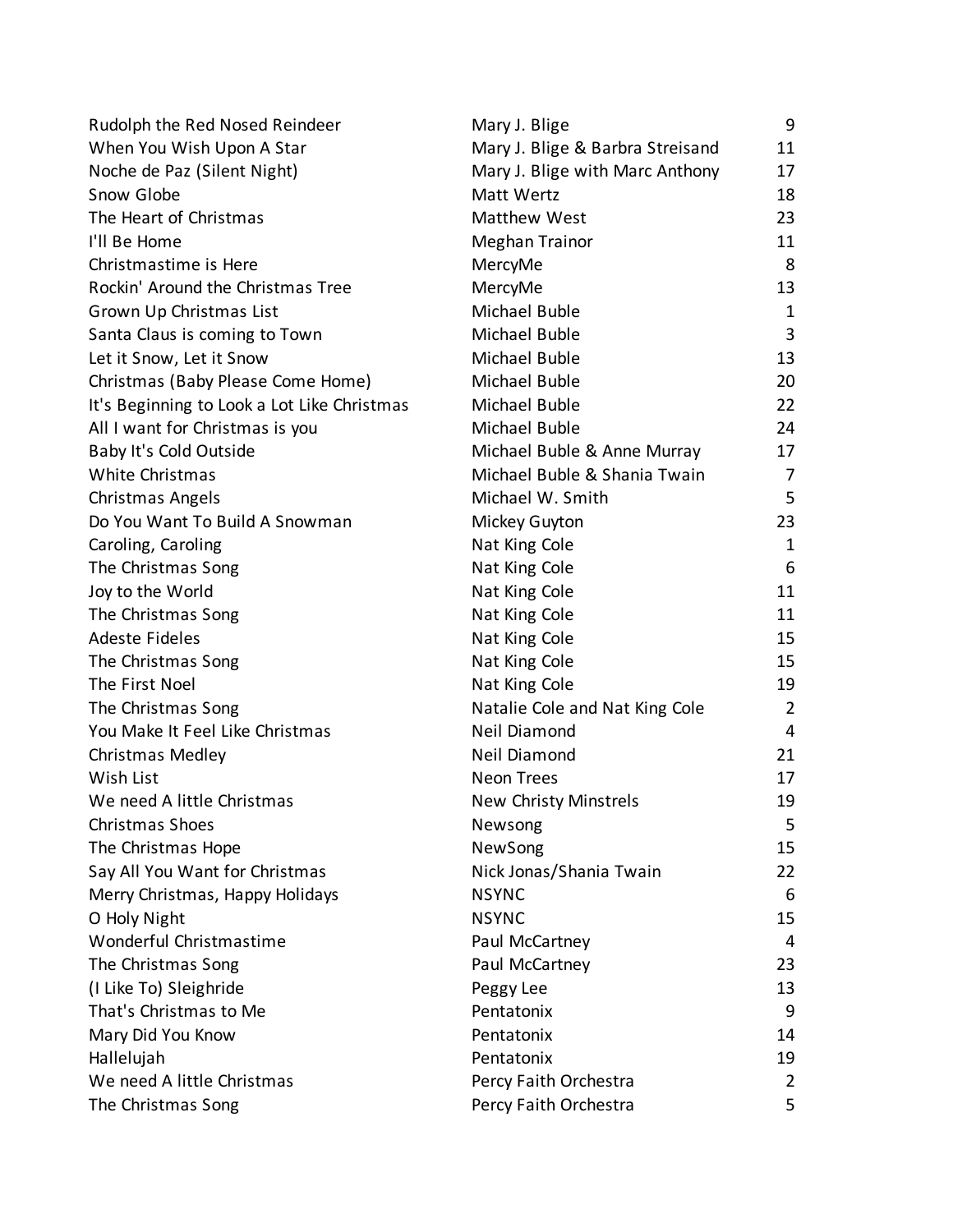| | | |
|---|---|---|
| Rudolph the Red Nosed Reindeer | Mary J. Blige | 9 |
| When You Wish Upon A Star | Mary J. Blige & Barbra Streisand | 11 |
| Noche de Paz (Silent Night) | Mary J. Blige with Marc Anthony | 17 |
| Snow Globe | Matt Wertz | 18 |
| The Heart of Christmas | Matthew West | 23 |
| I'll Be Home | Meghan Trainor | 11 |
| Christmastime is Here | MercyMe | 8 |
| Rockin' Around the Christmas Tree | MercyMe | 13 |
| Grown Up Christmas List | Michael Buble | 1 |
| Santa Claus is coming to Town | Michael Buble | 3 |
| Let it Snow, Let it Snow | Michael Buble | 13 |
| Christmas (Baby Please Come Home) | Michael Buble | 20 |
| It's Beginning to Look a Lot Like Christmas | Michael Buble | 22 |
| All I want for Christmas is you | Michael Buble | 24 |
| Baby It's Cold Outside | Michael Buble & Anne Murray | 17 |
| White Christmas | Michael Buble & Shania Twain | 7 |
| Christmas Angels | Michael W. Smith | 5 |
| Do You Want To Build A Snowman | Mickey Guyton | 23 |
| Caroling, Caroling | Nat King Cole | 1 |
| The Christmas Song | Nat King Cole | 6 |
| Joy to the World | Nat King Cole | 11 |
| The Christmas Song | Nat King Cole | 11 |
| Adeste Fideles | Nat King Cole | 15 |
| The Christmas Song | Nat King Cole | 15 |
| The First Noel | Nat King Cole | 19 |
| The Christmas Song | Natalie Cole and Nat King Cole | 2 |
| You Make It Feel Like Christmas | Neil Diamond | 4 |
| Christmas Medley | Neil Diamond | 21 |
| Wish List | Neon Trees | 17 |
| We need A little Christmas | New Christy Minstrels | 19 |
| Christmas Shoes | Newsong | 5 |
| The Christmas Hope | NewSong | 15 |
| Say All You Want for Christmas | Nick Jonas/Shania Twain | 22 |
| Merry Christmas, Happy Holidays | NSYNC | 6 |
| O Holy Night | NSYNC | 15 |
| Wonderful Christmastime | Paul McCartney | 4 |
| The Christmas Song | Paul McCartney | 23 |
| (I Like To) Sleighride | Peggy Lee | 13 |
| That's Christmas to Me | Pentatonix | 9 |
| Mary Did You Know | Pentatonix | 14 |
| Hallelujah | Pentatonix | 19 |
| We need A little Christmas | Percy Faith Orchestra | 2 |
| The Christmas Song | Percy Faith Orchestra | 5 |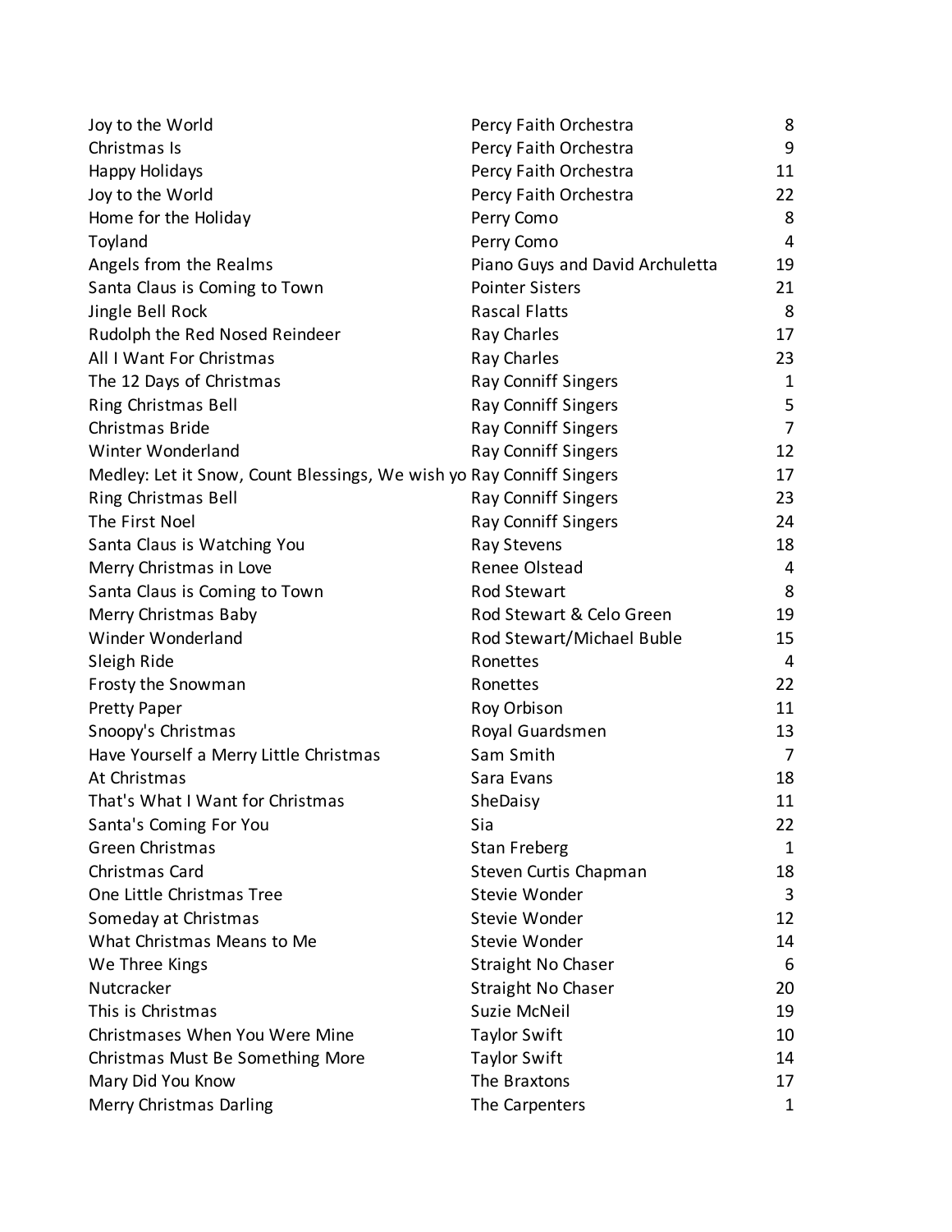| | | |
|---|---|---|
| Joy to the World | Percy Faith Orchestra | 8 |
| Christmas Is | Percy Faith Orchestra | 9 |
| Happy Holidays | Percy Faith Orchestra | 11 |
| Joy to the World | Percy Faith Orchestra | 22 |
| Home for the Holiday | Perry Como | 8 |
| Toyland | Perry Como | 4 |
| Angels from the Realms | Piano Guys and David Archuletta | 19 |
| Santa Claus is Coming to Town | Pointer Sisters | 21 |
| Jingle Bell Rock | Rascal Flatts | 8 |
| Rudolph the Red Nosed Reindeer | Ray Charles | 17 |
| All I Want For Christmas | Ray Charles | 23 |
| The 12 Days of Christmas | Ray Conniff Singers | 1 |
| Ring Christmas Bell | Ray Conniff Singers | 5 |
| Christmas Bride | Ray Conniff Singers | 7 |
| Winter Wonderland | Ray Conniff Singers | 12 |
| Medley: Let it Snow, Count Blessings, We wish yo | Ray Conniff Singers | 17 |
| Ring Christmas Bell | Ray Conniff Singers | 23 |
| The First Noel | Ray Conniff Singers | 24 |
| Santa Claus is Watching You | Ray Stevens | 18 |
| Merry Christmas in Love | Renee Olstead | 4 |
| Santa Claus is Coming to Town | Rod Stewart | 8 |
| Merry Christmas Baby | Rod Stewart & Celo Green | 19 |
| Winder Wonderland | Rod Stewart/Michael Buble | 15 |
| Sleigh Ride | Ronettes | 4 |
| Frosty the Snowman | Ronettes | 22 |
| Pretty Paper | Roy Orbison | 11 |
| Snoopy's Christmas | Royal Guardsmen | 13 |
| Have Yourself a Merry Little Christmas | Sam Smith | 7 |
| At Christmas | Sara Evans | 18 |
| That's What I Want for Christmas | SheDaisy | 11 |
| Santa's Coming For You | Sia | 22 |
| Green Christmas | Stan Freberg | 1 |
| Christmas Card | Steven Curtis Chapman | 18 |
| One Little Christmas Tree | Stevie Wonder | 3 |
| Someday at Christmas | Stevie Wonder | 12 |
| What Christmas Means to Me | Stevie Wonder | 14 |
| We Three Kings | Straight No Chaser | 6 |
| Nutcracker | Straight No Chaser | 20 |
| This is Christmas | Suzie McNeil | 19 |
| Christmases When You Were Mine | Taylor Swift | 10 |
| Christmas Must Be Something More | Taylor Swift | 14 |
| Mary Did You Know | The Braxtons | 17 |
| Merry Christmas Darling | The Carpenters | 1 |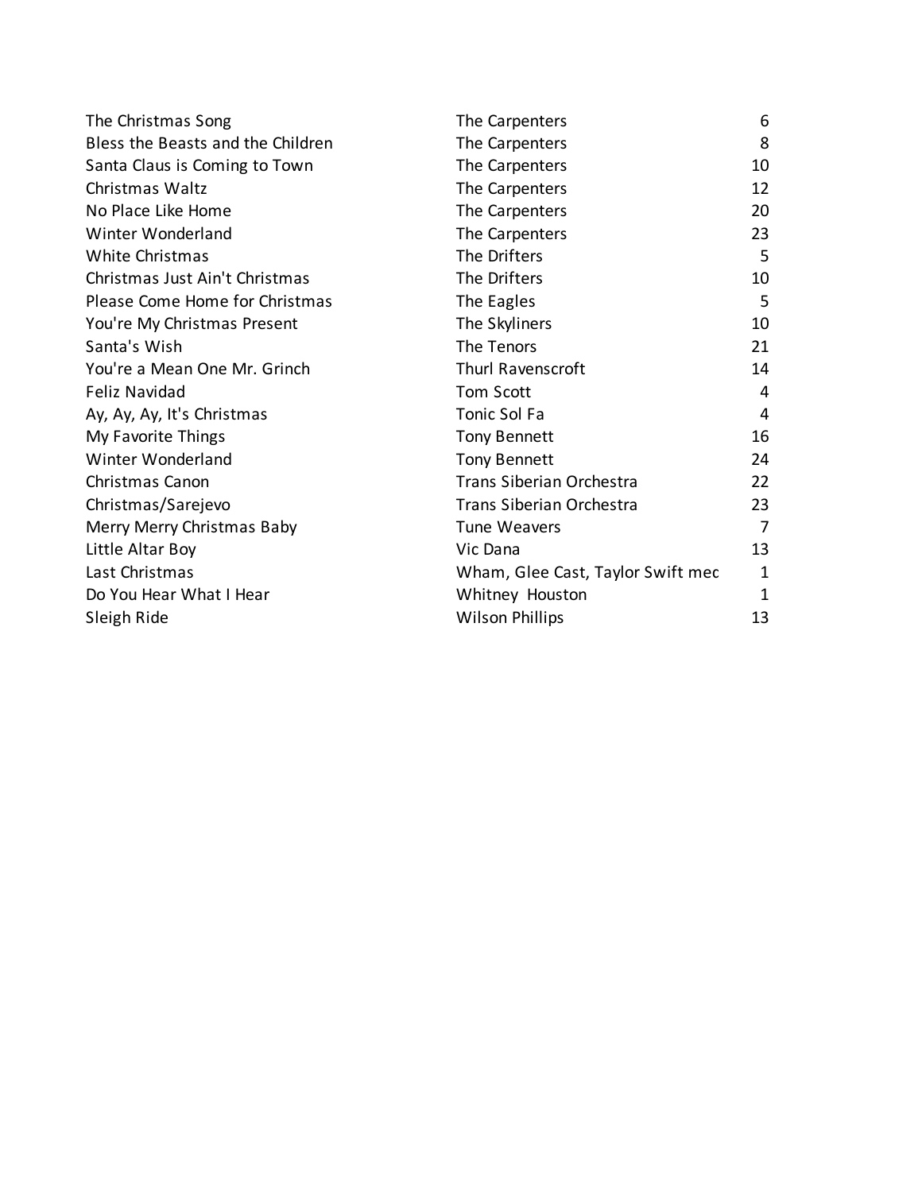| | | |
|---|---|---|
| The Christmas Song | The Carpenters | 6 |
| Bless the Beasts and the Children | The Carpenters | 8 |
| Santa Claus is Coming to Town | The Carpenters | 10 |
| Christmas Waltz | The Carpenters | 12 |
| No Place Like Home | The Carpenters | 20 |
| Winter Wonderland | The Carpenters | 23 |
| White Christmas | The Drifters | 5 |
| Christmas Just Ain't Christmas | The Drifters | 10 |
| Please Come Home for Christmas | The Eagles | 5 |
| You're My Christmas Present | The Skyliners | 10 |
| Santa's Wish | The Tenors | 21 |
| You're a Mean One Mr. Grinch | Thurl Ravenscroft | 14 |
| Feliz Navidad | Tom Scott | 4 |
| Ay, Ay, Ay, It's Christmas | Tonic Sol Fa | 4 |
| My Favorite Things | Tony Bennett | 16 |
| Winter Wonderland | Tony Bennett | 24 |
| Christmas Canon | Trans Siberian Orchestra | 22 |
| Christmas/Sarejevo | Trans Siberian Orchestra | 23 |
| Merry Merry Christmas Baby | Tune Weavers | 7 |
| Little Altar Boy | Vic Dana | 13 |
| Last Christmas | Wham, Glee Cast, Taylor Swift mec | 1 |
| Do You Hear What I Hear | Whitney Houston | 1 |
| Sleigh Ride | Wilson Phillips | 13 |